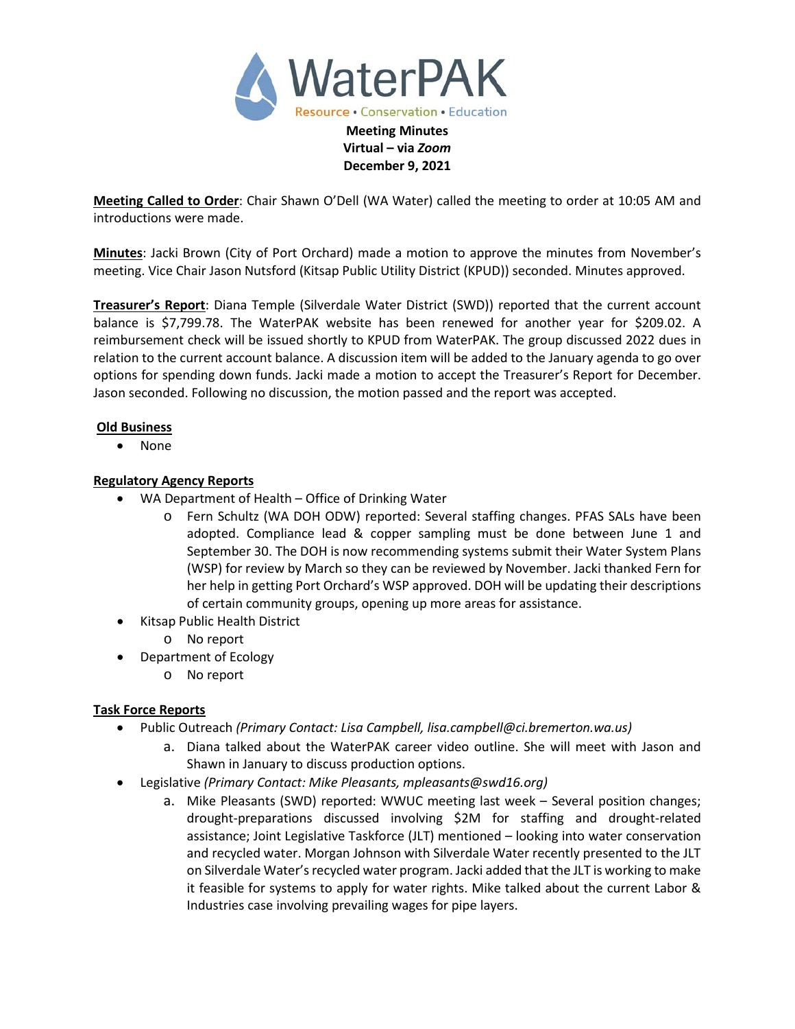# WaterPAK

Resource • Conservation • Education

**Meeting Minutes**
**Virtual – via *Zoom***
**December 9, 2021**

**Meeting Called to Order**: Chair Shawn O'Dell (WA Water) called the meeting to order at 10:05 AM and introductions were made.

**Minutes**: Jacki Brown (City of Port Orchard) made a motion to approve the minutes from November's meeting. Vice Chair Jason Nutsford (Kitsap Public Utility District (KPUD)) seconded. Minutes approved.

**Treasurer's Report**: Diana Temple (Silverdale Water District (SWD)) reported that the current account balance is $7,799.78. The WaterPAK website has been renewed for another year for $209.02. A reimbursement check will be issued shortly to KPUD from WaterPAK. The group discussed 2022 dues in relation to the current account balance. A discussion item will be added to the January agenda to go over options for spending down funds. Jacki made a motion to accept the Treasurer's Report for December. Jason seconded. Following no discussion, the motion passed and the report was accepted.

**Old Business**

- None

**Regulatory Agency Reports**

- WA Department of Health – Office of Drinking Water
  - Fern Schultz (WA DOH ODW) reported: Several staffing changes. PFAS SALs have been adopted. Compliance lead & copper sampling must be done between June 1 and September 30. The DOH is now recommending systems submit their Water System Plans (WSP) for review by March so they can be reviewed by November. Jacki thanked Fern for her help in getting Port Orchard's WSP approved. DOH will be updating their descriptions of certain community groups, opening up more areas for assistance.
- Kitsap Public Health District
  - No report
- Department of Ecology
  - No report

**Task Force Reports**

- Public Outreach *(Primary Contact: Lisa Campbell, lisa.campbell@ci.bremerton.wa.us)*
  a. Diana talked about the WaterPAK career video outline. She will meet with Jason and Shawn in January to discuss production options.
- Legislative *(Primary Contact: Mike Pleasants, mpleasants@swd16.org)*
  a. Mike Pleasants (SWD) reported: WWUC meeting last week – Several position changes; drought-preparations discussed involving $2M for staffing and drought-related assistance; Joint Legislative Taskforce (JLT) mentioned – looking into water conservation and recycled water. Morgan Johnson with Silverdale Water recently presented to the JLT on Silverdale Water's recycled water program. Jacki added that the JLT is working to make it feasible for systems to apply for water rights. Mike talked about the current Labor & Industries case involving prevailing wages for pipe layers.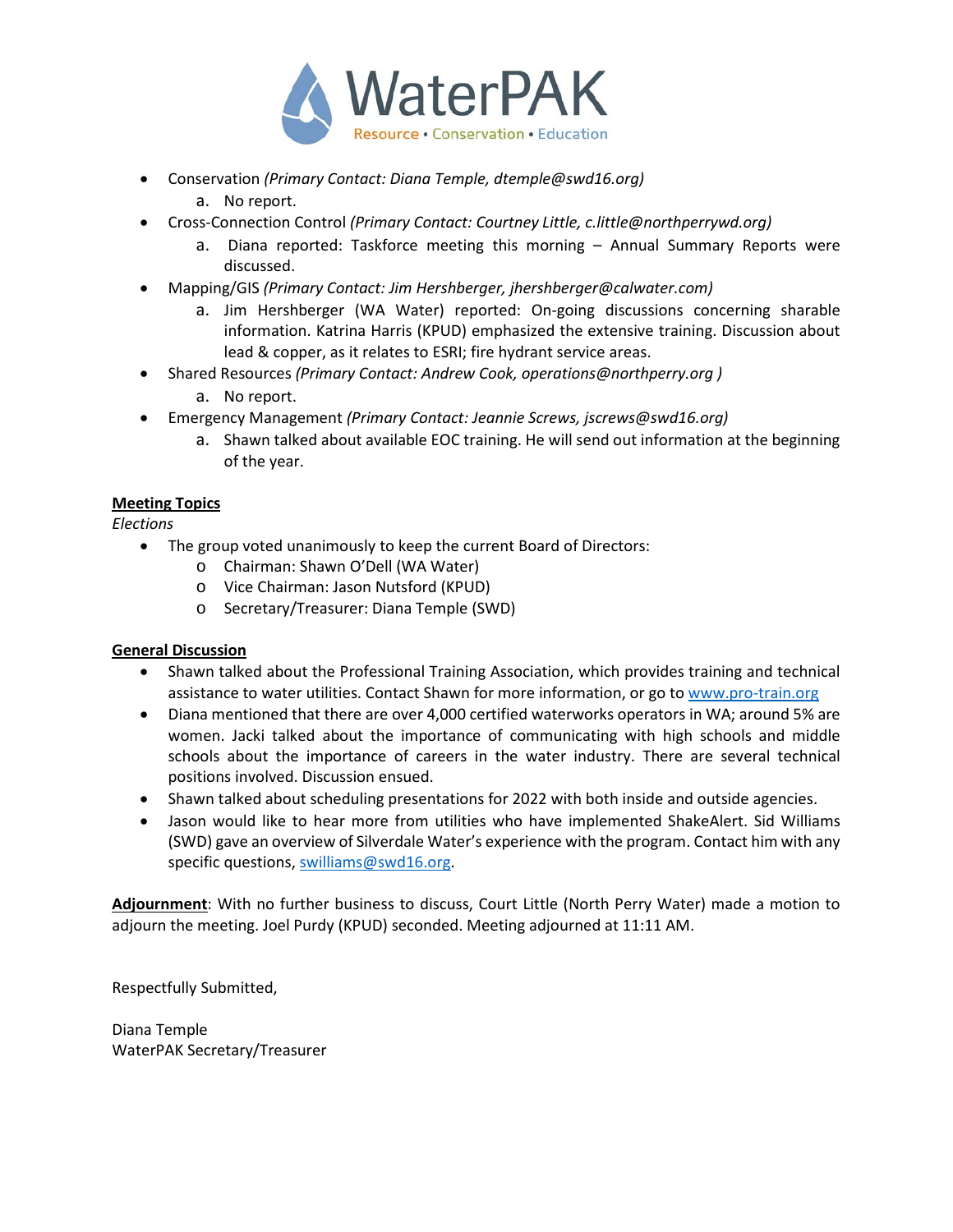- Conservation *(Primary Contact: Diana Temple, dtemple@swd16.org)*
    a. No report.
- Cross-Connection Control *(Primary Contact: Courtney Little, c.little@northperrywd.org)*
    a. Diana reported: Taskforce meeting this morning – Annual Summary Reports were discussed.
- Mapping/GIS *(Primary Contact: Jim Hershberger, jhershberger@calwater.com)*
    a. Jim Hershberger (WA Water) reported: On-going discussions concerning sharable information. Katrina Harris (KPUD) emphasized the extensive training. Discussion about lead & copper, as it relates to ESRI; fire hydrant service areas.
- Shared Resources *(Primary Contact: Andrew Cook, operations@northperry.org )*
    a. No report.
- Emergency Management *(Primary Contact: Jeannie Screws, jscrews@swd16.org)*
    a. Shawn talked about available EOC training. He will send out information at the beginning of the year.

**Meeting Topics**

*Elections*

- The group voted unanimously to keep the current Board of Directors:
    - Chairman: Shawn O'Dell (WA Water)
    - Vice Chairman: Jason Nutsford (KPUD)
    - Secretary/Treasurer: Diana Temple (SWD)

**General Discussion**

- Shawn talked about the Professional Training Association, which provides training and technical assistance to water utilities. Contact Shawn for more information, or go to www.pro-train.org
- Diana mentioned that there are over 4,000 certified waterworks operators in WA; around 5% are women. Jacki talked about the importance of communicating with high schools and middle schools about the importance of careers in the water industry. There are several technical positions involved. Discussion ensued.
- Shawn talked about scheduling presentations for 2022 with both inside and outside agencies.
- Jason would like to hear more from utilities who have implemented ShakeAlert. Sid Williams (SWD) gave an overview of Silverdale Water's experience with the program. Contact him with any specific questions, swilliams@swd16.org.

**Adjournment**: With no further business to discuss, Court Little (North Perry Water) made a motion to adjourn the meeting. Joel Purdy (KPUD) seconded. Meeting adjourned at 11:11 AM.

Respectfully Submitted,

Diana Temple
WaterPAK Secretary/Treasurer